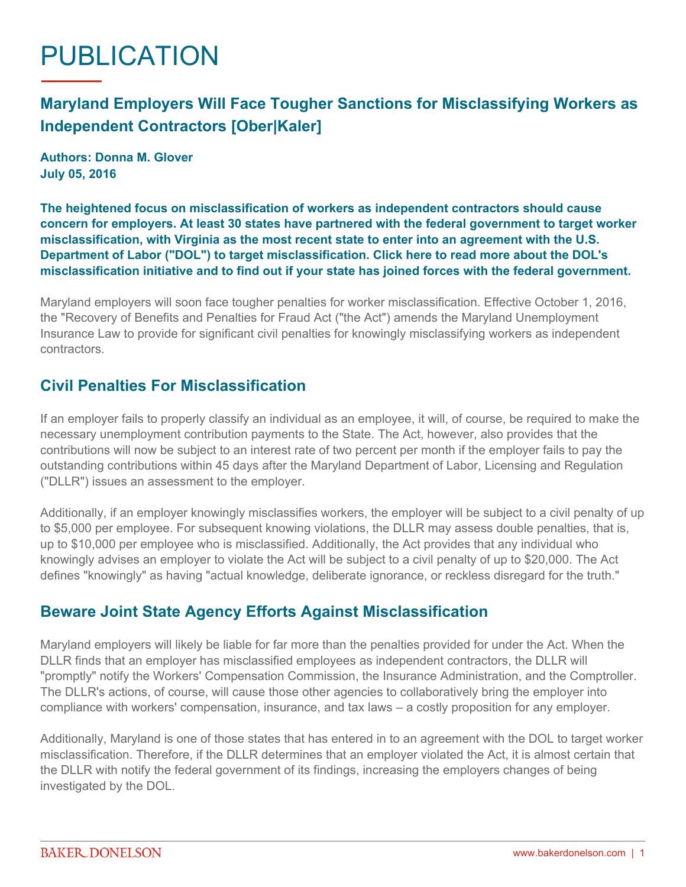# PUBLICATION

## Maryland Employers Will Face Tougher Sanctions for Misclassifying Workers as Independent Contractors [Ober|Kaler]

**Authors: Donna M. Glover**
**July 05, 2016**

**The heightened focus on misclassification of workers as independent contractors should cause concern for employers. At least 30 states have partnered with the federal government to target worker misclassification, with Virginia as the most recent state to enter into an agreement with the U.S. Department of Labor ("DOL") to target misclassification. Click here to read more about the DOL's misclassification initiative and to find out if your state has joined forces with the federal government.**

Maryland employers will soon face tougher penalties for worker misclassification. Effective October 1, 2016, the "Recovery of Benefits and Penalties for Fraud Act ("the Act") amends the Maryland Unemployment Insurance Law to provide for significant civil penalties for knowingly misclassifying workers as independent contractors.

## Civil Penalties For Misclassification

If an employer fails to properly classify an individual as an employee, it will, of course, be required to make the necessary unemployment contribution payments to the State. The Act, however, also provides that the contributions will now be subject to an interest rate of two percent per month if the employer fails to pay the outstanding contributions within 45 days after the Maryland Department of Labor, Licensing and Regulation ("DLLR") issues an assessment to the employer.

Additionally, if an employer knowingly misclassifies workers, the employer will be subject to a civil penalty of up to $5,000 per employee. For subsequent knowing violations, the DLLR may assess double penalties, that is, up to $10,000 per employee who is misclassified. Additionally, the Act provides that any individual who knowingly advises an employer to violate the Act will be subject to a civil penalty of up to $20,000. The Act defines "knowingly" as having "actual knowledge, deliberate ignorance, or reckless disregard for the truth."

## Beware Joint State Agency Efforts Against Misclassification

Maryland employers will likely be liable for far more than the penalties provided for under the Act. When the DLLR finds that an employer has misclassified employees as independent contractors, the DLLR will "promptly" notify the Workers' Compensation Commission, the Insurance Administration, and the Comptroller. The DLLR's actions, of course, will cause those other agencies to collaboratively bring the employer into compliance with workers' compensation, insurance, and tax laws – a costly proposition for any employer.

Additionally, Maryland is one of those states that has entered in to an agreement with the DOL to target worker misclassification. Therefore, if the DLLR determines that an employer violated the Act, it is almost certain that the DLLR with notify the federal government of its findings, increasing the employers changes of being investigated by the DOL.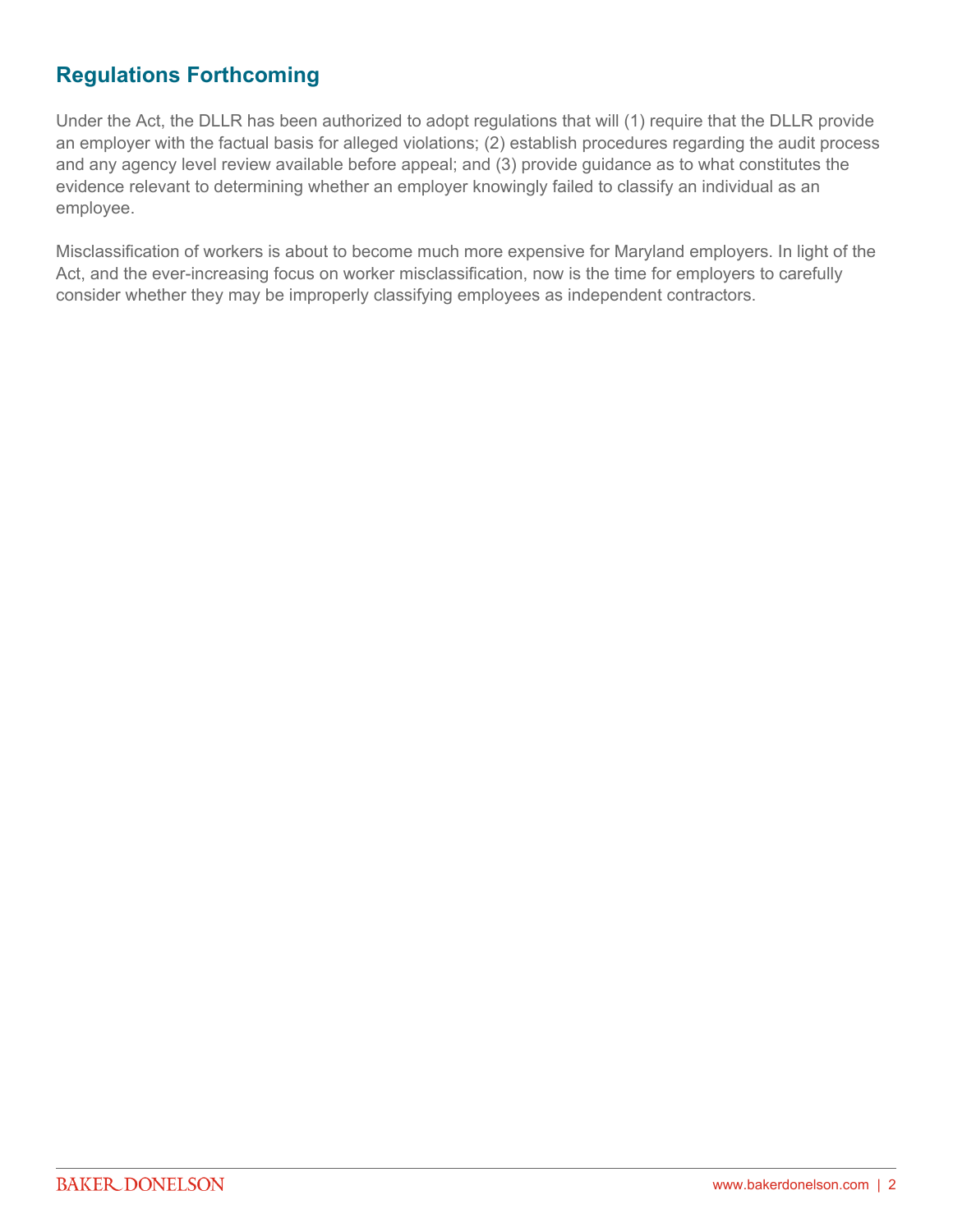## Regulations Forthcoming

Under the Act, the DLLR has been authorized to adopt regulations that will (1) require that the DLLR provide an employer with the factual basis for alleged violations; (2) establish procedures regarding the audit process and any agency level review available before appeal; and (3) provide guidance as to what constitutes the evidence relevant to determining whether an employer knowingly failed to classify an individual as an employee.

Misclassification of workers is about to become much more expensive for Maryland employers. In light of the Act, and the ever-increasing focus on worker misclassification, now is the time for employers to carefully consider whether they may be improperly classifying employees as independent contractors.